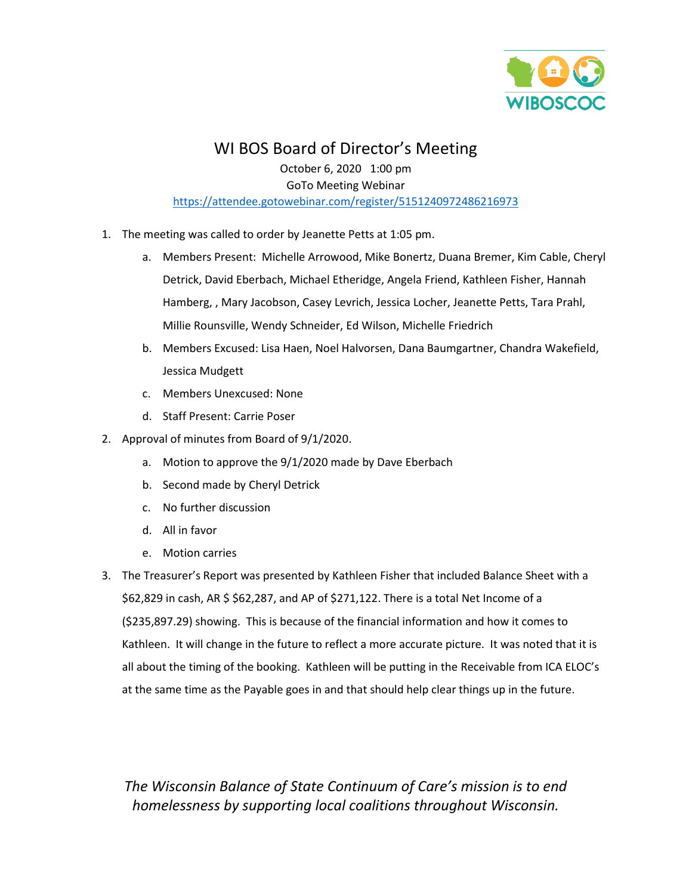WIBOSCOC

# WI BOS Board of Director's Meeting

October 6, 2020 1:00 pm
GoTo Meeting Webinar
https://attendee.gotowebinar.com/register/5151240972486216973

1. The meeting was called to order by Jeanette Petts at 1:05 pm.
   a. Members Present: Michelle Arrowood, Mike Bonertz, Duana Bremer, Kim Cable, Cheryl Detrick, David Eberbach, Michael Etheridge, Angela Friend, Kathleen Fisher, Hannah Hamberg, , Mary Jacobson, Casey Levrich, Jessica Locher, Jeanette Petts, Tara Prahl, Millie Rounsville, Wendy Schneider, Ed Wilson, Michelle Friedrich
   b. Members Excused: Lisa Haen, Noel Halvorsen, Dana Baumgartner, Chandra Wakefield, Jessica Mudgett
   c. Members Unexcused: None
   d. Staff Present: Carrie Poser
2. Approval of minutes from Board of 9/1/2020.
   a. Motion to approve the 9/1/2020 made by Dave Eberbach
   b. Second made by Cheryl Detrick
   c. No further discussion
   d. All in favor
   e. Motion carries
3. The Treasurer's Report was presented by Kathleen Fisher that included Balance Sheet with a $62,829 in cash, AR $ $62,287, and AP of $271,122. There is a total Net Income of a ($235,897.29) showing. This is because of the financial information and how it comes to Kathleen. It will change in the future to reflect a more accurate picture. It was noted that it is all about the timing of the booking. Kathleen will be putting in the Receivable from ICA ELOC's at the same time as the Payable goes in and that should help clear things up in the future.

*The Wisconsin Balance of State Continuum of Care's mission is to end homelessness by supporting local coalitions throughout Wisconsin.*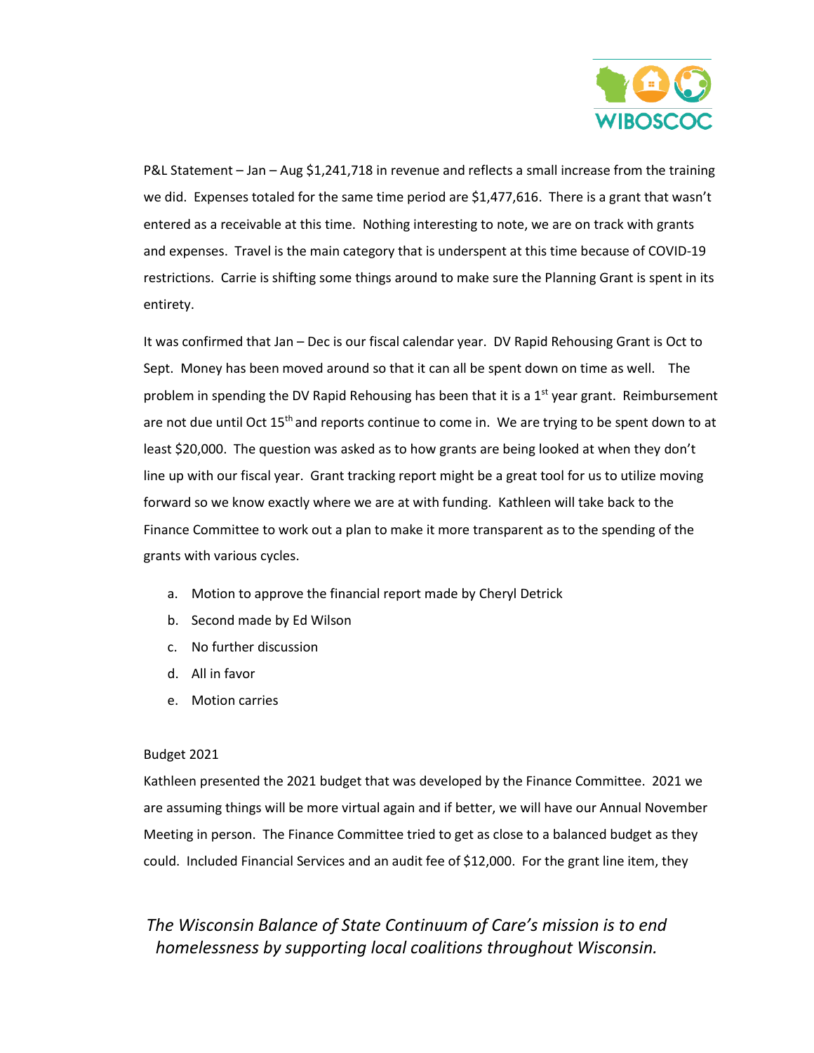P&L Statement – Jan – Aug $1,241,718 in revenue and reflects a small increase from the training we did. Expenses totaled for the same time period are $1,477,616. There is a grant that wasn't entered as a receivable at this time. Nothing interesting to note, we are on track with grants and expenses. Travel is the main category that is underspent at this time because of COVID-19 restrictions. Carrie is shifting some things around to make sure the Planning Grant is spent in its entirety.

It was confirmed that Jan – Dec is our fiscal calendar year. DV Rapid Rehousing Grant is Oct to Sept. Money has been moved around so that it can all be spent down on time as well. The problem in spending the DV Rapid Rehousing has been that it is a 1st year grant. Reimbursement are not due until Oct 15th and reports continue to come in. We are trying to be spent down to at least $20,000. The question was asked as to how grants are being looked at when they don't line up with our fiscal year. Grant tracking report might be a great tool for us to utilize moving forward so we know exactly where we are at with funding. Kathleen will take back to the Finance Committee to work out a plan to make it more transparent as to the spending of the grants with various cycles.

a. Motion to approve the financial report made by Cheryl Detrick
b. Second made by Ed Wilson
c. No further discussion
d. All in favor
e. Motion carries

Budget 2021

Kathleen presented the 2021 budget that was developed by the Finance Committee. 2021 we are assuming things will be more virtual again and if better, we will have our Annual November Meeting in person. The Finance Committee tried to get as close to a balanced budget as they could. Included Financial Services and an audit fee of $12,000. For the grant line item, they

*The Wisconsin Balance of State Continuum of Care's mission is to end homelessness by supporting local coalitions throughout Wisconsin.*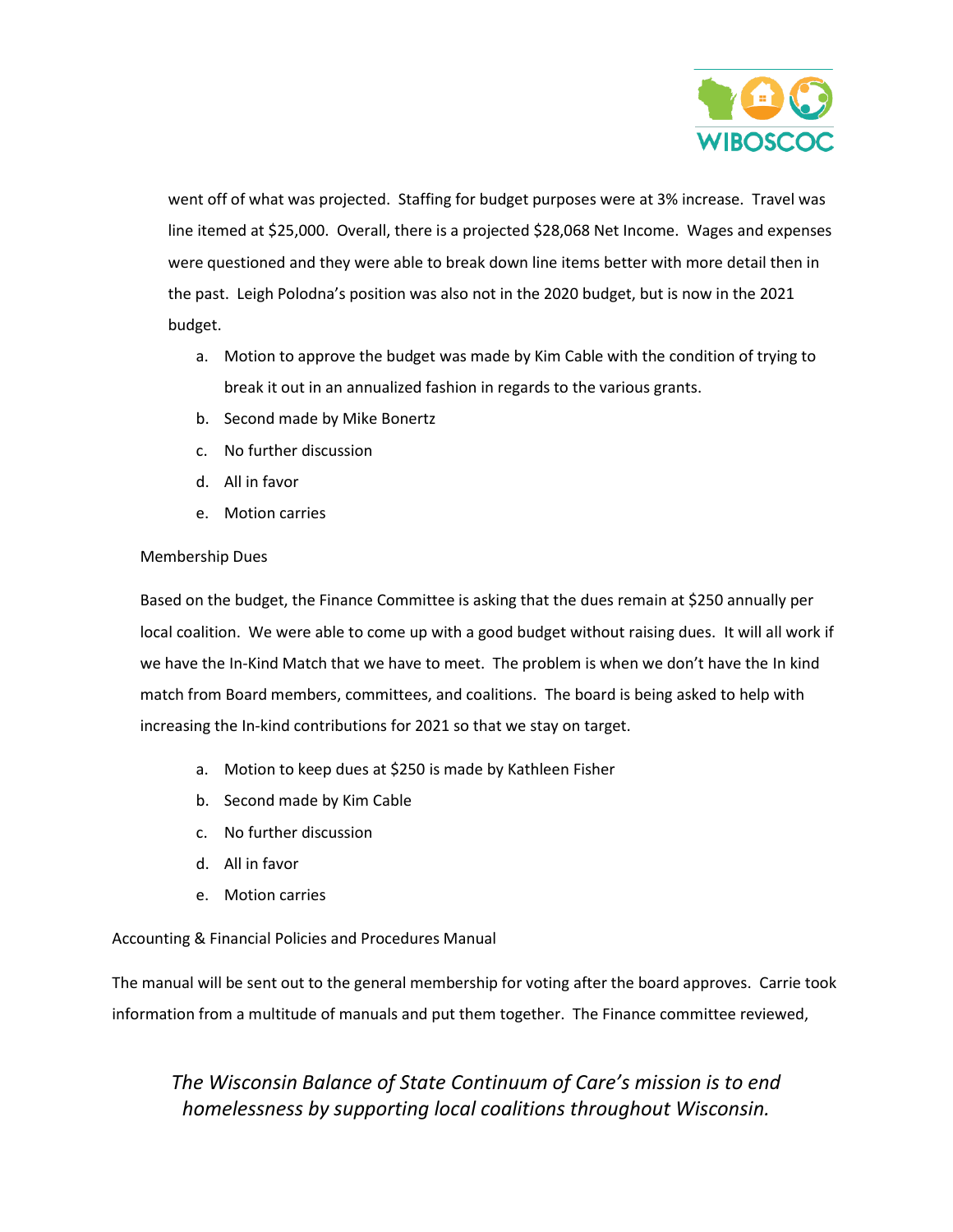went off of what was projected. Staffing for budget purposes were at 3% increase. Travel was line itemed at $25,000. Overall, there is a projected $28,068 Net Income. Wages and expenses were questioned and they were able to break down line items better with more detail then in the past. Leigh Polodna's position was also not in the 2020 budget, but is now in the 2021 budget.

a. Motion to approve the budget was made by Kim Cable with the condition of trying to break it out in an annualized fashion in regards to the various grants.
b. Second made by Mike Bonertz
c. No further discussion
d. All in favor
e. Motion carries

Membership Dues

Based on the budget, the Finance Committee is asking that the dues remain at $250 annually per local coalition. We were able to come up with a good budget without raising dues. It will all work if we have the In-Kind Match that we have to meet. The problem is when we don't have the In kind match from Board members, committees, and coalitions. The board is being asked to help with increasing the In-kind contributions for 2021 so that we stay on target.

a. Motion to keep dues at $250 is made by Kathleen Fisher
b. Second made by Kim Cable
c. No further discussion
d. All in favor
e. Motion carries

Accounting & Financial Policies and Procedures Manual

The manual will be sent out to the general membership for voting after the board approves. Carrie took information from a multitude of manuals and put them together. The Finance committee reviewed,

*The Wisconsin Balance of State Continuum of Care's mission is to end homelessness by supporting local coalitions throughout Wisconsin.*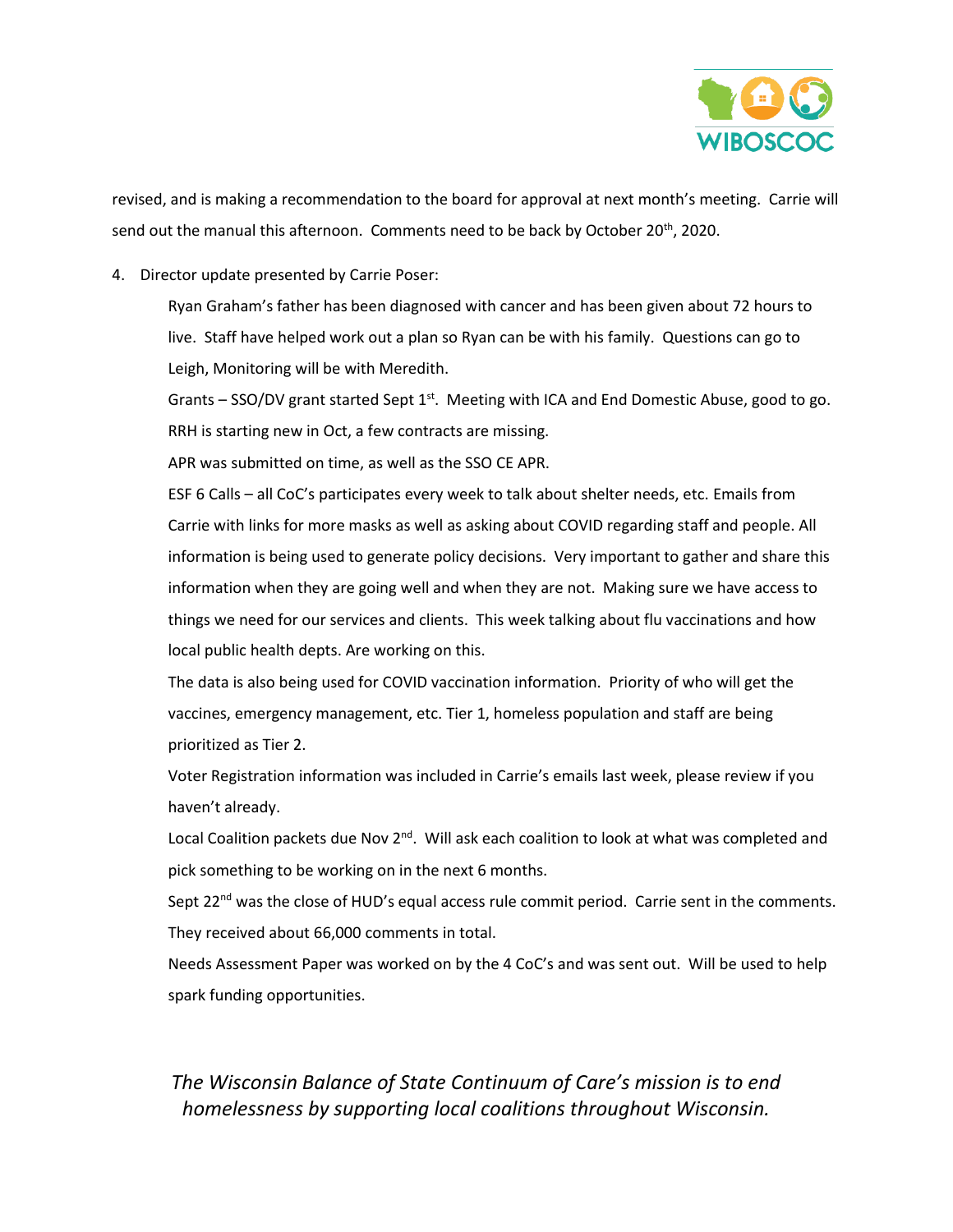revised, and is making a recommendation to the board for approval at next month's meeting. Carrie will send out the manual this afternoon. Comments need to be back by October 20th, 2020.

4. Director update presented by Carrie Poser:

   Ryan Graham's father has been diagnosed with cancer and has been given about 72 hours to live. Staff have helped work out a plan so Ryan can be with his family. Questions can go to Leigh, Monitoring will be with Meredith.

   Grants – SSO/DV grant started Sept 1st. Meeting with ICA and End Domestic Abuse, good to go. RRH is starting new in Oct, a few contracts are missing.

   APR was submitted on time, as well as the SSO CE APR.

   ESF 6 Calls – all CoC's participates every week to talk about shelter needs, etc. Emails from Carrie with links for more masks as well as asking about COVID regarding staff and people. All information is being used to generate policy decisions. Very important to gather and share this information when they are going well and when they are not. Making sure we have access to things we need for our services and clients. This week talking about flu vaccinations and how local public health depts. Are working on this.

   The data is also being used for COVID vaccination information. Priority of who will get the vaccines, emergency management, etc. Tier 1, homeless population and staff are being prioritized as Tier 2.

   Voter Registration information was included in Carrie's emails last week, please review if you haven't already.

   Local Coalition packets due Nov 2nd. Will ask each coalition to look at what was completed and pick something to be working on in the next 6 months.

   Sept 22nd was the close of HUD's equal access rule commit period. Carrie sent in the comments. They received about 66,000 comments in total.

   Needs Assessment Paper was worked on by the 4 CoC's and was sent out. Will be used to help spark funding opportunities.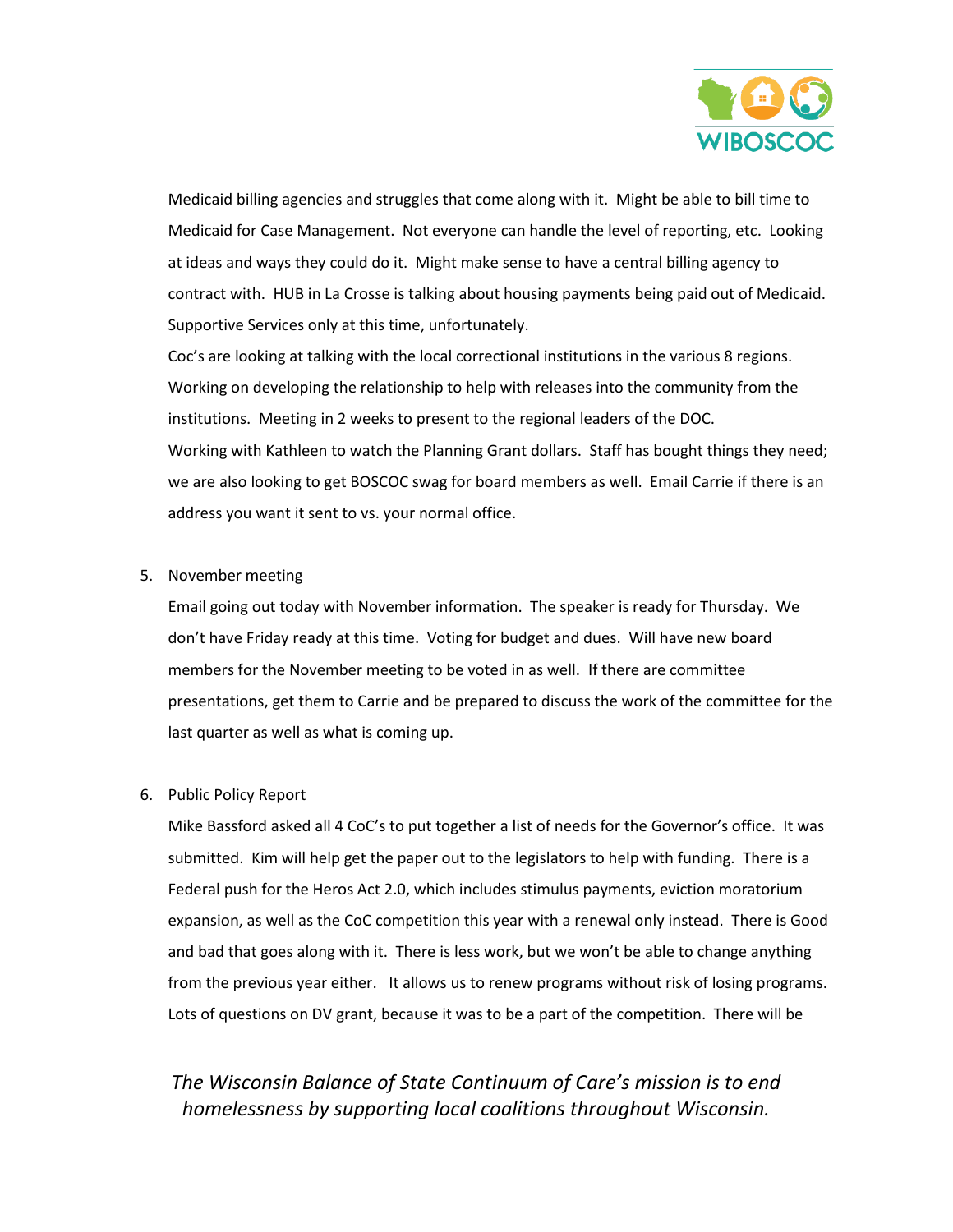Medicaid billing agencies and struggles that come along with it. Might be able to bill time to Medicaid for Case Management. Not everyone can handle the level of reporting, etc. Looking at ideas and ways they could do it. Might make sense to have a central billing agency to contract with. HUB in La Crosse is talking about housing payments being paid out of Medicaid. Supportive Services only at this time, unfortunately.

Coc's are looking at talking with the local correctional institutions in the various 8 regions. Working on developing the relationship to help with releases into the community from the institutions. Meeting in 2 weeks to present to the regional leaders of the DOC.

Working with Kathleen to watch the Planning Grant dollars. Staff has bought things they need; we are also looking to get BOSCOC swag for board members as well. Email Carrie if there is an address you want it sent to vs. your normal office.

5. November meeting

   Email going out today with November information. The speaker is ready for Thursday. We don't have Friday ready at this time. Voting for budget and dues. Will have new board members for the November meeting to be voted in as well. If there are committee presentations, get them to Carrie and be prepared to discuss the work of the committee for the last quarter as well as what is coming up.

6. Public Policy Report

   Mike Bassford asked all 4 CoC's to put together a list of needs for the Governor's office. It was submitted. Kim will help get the paper out to the legislators to help with funding. There is a Federal push for the Heros Act 2.0, which includes stimulus payments, eviction moratorium expansion, as well as the CoC competition this year with a renewal only instead. There is Good and bad that goes along with it. There is less work, but we won't be able to change anything from the previous year either. It allows us to renew programs without risk of losing programs. Lots of questions on DV grant, because it was to be a part of the competition. There will be

*The Wisconsin Balance of State Continuum of Care's mission is to end homelessness by supporting local coalitions throughout Wisconsin.*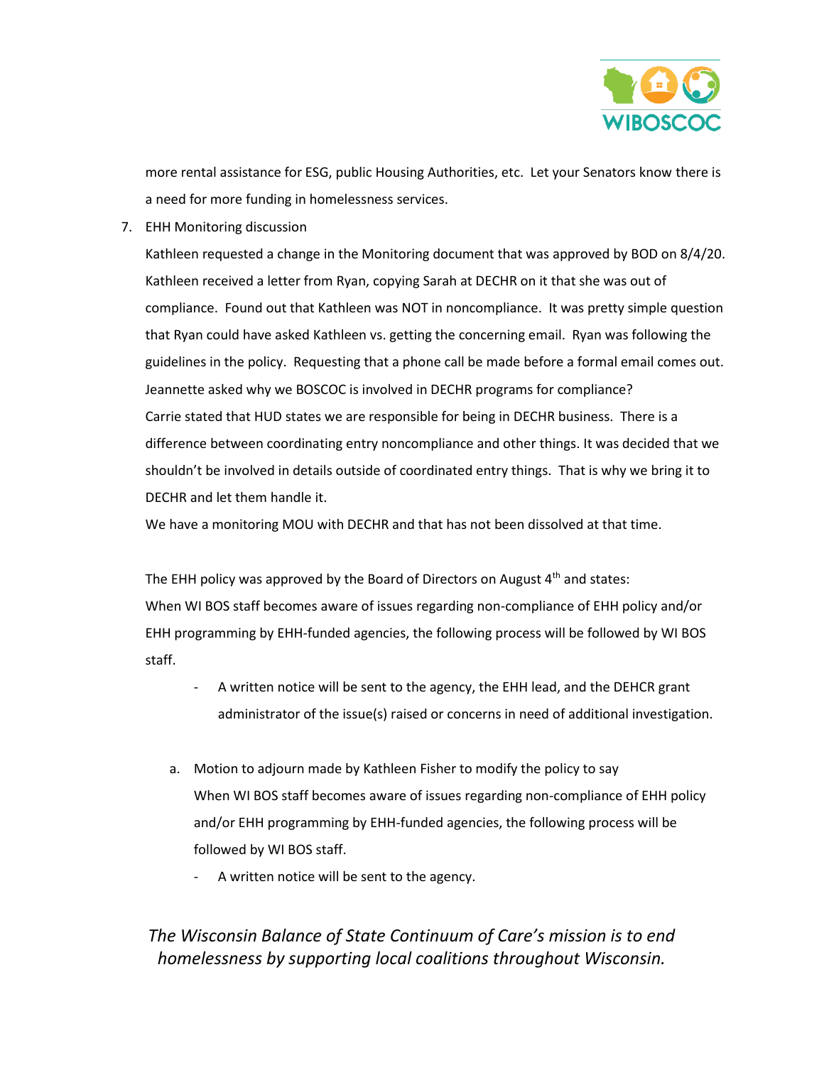more rental assistance for ESG, public Housing Authorities, etc. Let your Senators know there is a need for more funding in homelessness services.

7. EHH Monitoring discussion

   Kathleen requested a change in the Monitoring document that was approved by BOD on 8/4/20. Kathleen received a letter from Ryan, copying Sarah at DECHR on it that she was out of compliance. Found out that Kathleen was NOT in noncompliance. It was pretty simple question that Ryan could have asked Kathleen vs. getting the concerning email. Ryan was following the guidelines in the policy. Requesting that a phone call be made before a formal email comes out. Jeannette asked why we BOSCOC is involved in DECHR programs for compliance?

   Carrie stated that HUD states we are responsible for being in DECHR business. There is a difference between coordinating entry noncompliance and other things. It was decided that we shouldn't be involved in details outside of coordinated entry things. That is why we bring it to DECHR and let them handle it.

   We have a monitoring MOU with DECHR and that has not been dissolved at that time.

   The EHH policy was approved by the Board of Directors on August 4th and states:

   When WI BOS staff becomes aware of issues regarding non-compliance of EHH policy and/or EHH programming by EHH-funded agencies, the following process will be followed by WI BOS staff.

   - A written notice will be sent to the agency, the EHH lead, and the DEHCR grant administrator of the issue(s) raised or concerns in need of additional investigation.

   a. Motion to adjourn made by Kathleen Fisher to modify the policy to say

      When WI BOS staff becomes aware of issues regarding non-compliance of EHH policy and/or EHH programming by EHH-funded agencies, the following process will be followed by WI BOS staff.

      - A written notice will be sent to the agency.

*The Wisconsin Balance of State Continuum of Care's mission is to end homelessness by supporting local coalitions throughout Wisconsin.*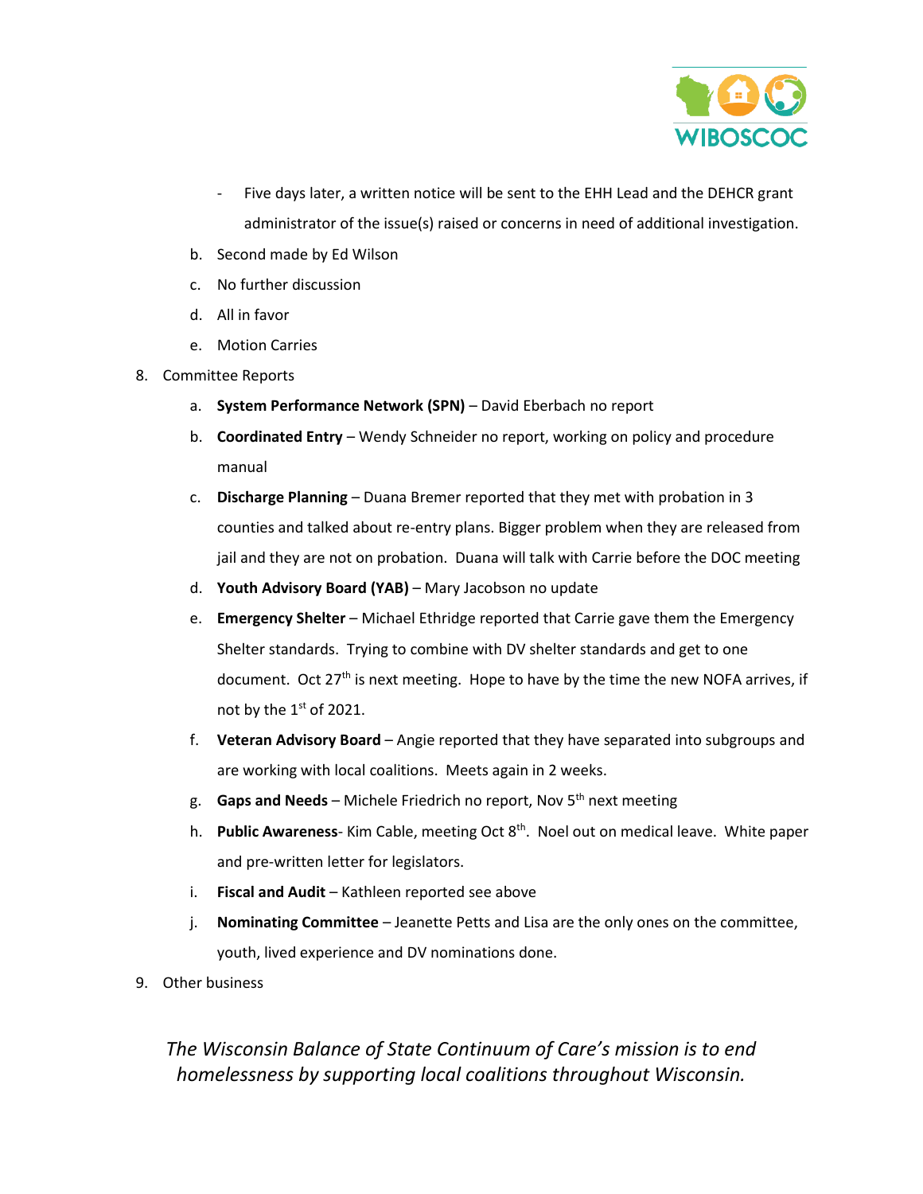- Five days later, a written notice will be sent to the EHH Lead and the DEHCR grant administrator of the issue(s) raised or concerns in need of additional investigation.

b. Second made by Ed Wilson
c. No further discussion
d. All in favor
e. Motion Carries

8. Committee Reports
   a. **System Performance Network (SPN)** – David Eberbach no report
   b. **Coordinated Entry** – Wendy Schneider no report, working on policy and procedure manual
   c. **Discharge Planning** – Duana Bremer reported that they met with probation in 3 counties and talked about re-entry plans. Bigger problem when they are released from jail and they are not on probation. Duana will talk with Carrie before the DOC meeting
   d. **Youth Advisory Board (YAB)** – Mary Jacobson no update
   e. **Emergency Shelter** – Michael Ethridge reported that Carrie gave them the Emergency Shelter standards. Trying to combine with DV shelter standards and get to one document. Oct 27th is next meeting. Hope to have by the time the new NOFA arrives, if not by the 1st of 2021.
   f. **Veteran Advisory Board** – Angie reported that they have separated into subgroups and are working with local coalitions. Meets again in 2 weeks.
   g. **Gaps and Needs** – Michele Friedrich no report, Nov 5th next meeting
   h. **Public Awareness**- Kim Cable, meeting Oct 8th. Noel out on medical leave. White paper and pre-written letter for legislators.
   i. **Fiscal and Audit** – Kathleen reported see above
   j. **Nominating Committee** – Jeanette Petts and Lisa are the only ones on the committee, youth, lived experience and DV nominations done.

9. Other business

*The Wisconsin Balance of State Continuum of Care's mission is to end homelessness by supporting local coalitions throughout Wisconsin.*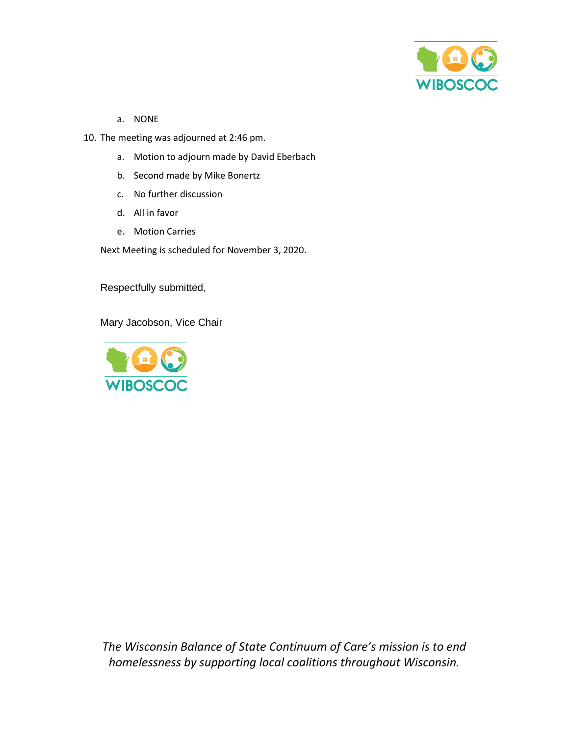a. NONE

10. The meeting was adjourned at 2:46 pm.
    a. Motion to adjourn made by David Eberbach
    b. Second made by Mike Bonertz
    c. No further discussion
    d. All in favor
    e. Motion Carries

Next Meeting is scheduled for November 3, 2020.

Respectfully submitted,

Mary Jacobson, Vice Chair

*The Wisconsin Balance of State Continuum of Care's mission is to end homelessness by supporting local coalitions throughout Wisconsin.*